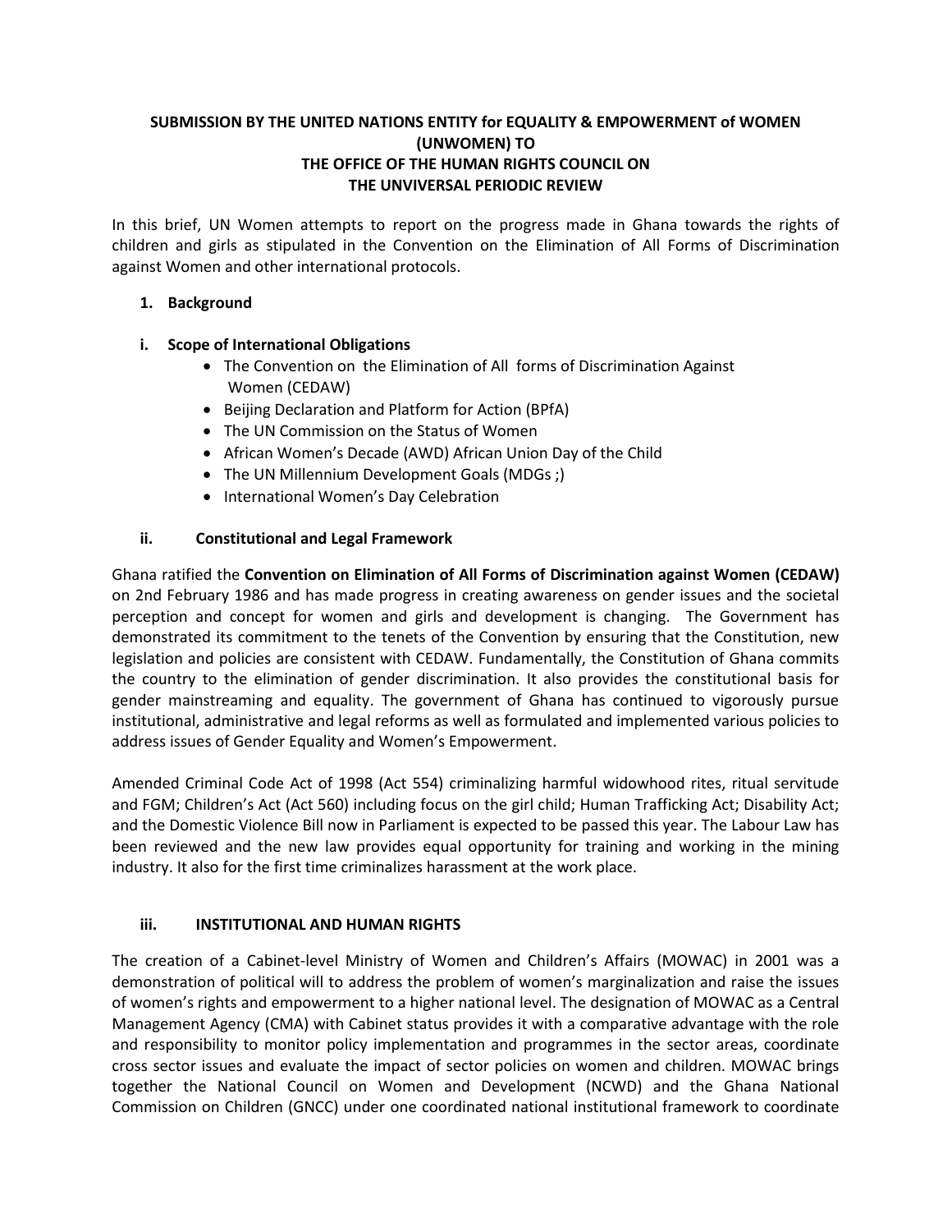**SUBMISSION BY THE UNITED NATIONS ENTITY for EQUALITY & EMPOWERMENT of WOMEN (UNWOMEN) TO THE OFFICE OF THE HUMAN RIGHTS COUNCIL ON THE UNVIVERSAL PERIODIC REVIEW**

In this brief, UN Women attempts to report on the progress made in Ghana towards the rights of children and girls as stipulated in the Convention on the Elimination of All Forms of Discrimination against Women and other international protocols.

## 1. Background

### i. Scope of International Obligations

- The Convention on the Elimination of All forms of Discrimination Against Women (CEDAW)
- Beijing Declaration and Platform for Action (BPfA)
- The UN Commission on the Status of Women
- African Women's Decade (AWD) African Union Day of the Child
- The UN Millennium Development Goals (MDGs ;)
- International Women's Day Celebration

### ii. Constitutional and Legal Framework

Ghana ratified the **Convention on Elimination of All Forms of Discrimination against Women (CEDAW)** on 2nd February 1986 and has made progress in creating awareness on gender issues and the societal perception and concept for women and girls and development is changing. The Government has demonstrated its commitment to the tenets of the Convention by ensuring that the Constitution, new legislation and policies are consistent with CEDAW. Fundamentally, the Constitution of Ghana commits the country to the elimination of gender discrimination. It also provides the constitutional basis for gender mainstreaming and equality. The government of Ghana has continued to vigorously pursue institutional, administrative and legal reforms as well as formulated and implemented various policies to address issues of Gender Equality and Women's Empowerment.

Amended Criminal Code Act of 1998 (Act 554) criminalizing harmful widowhood rites, ritual servitude and FGM; Children's Act (Act 560) including focus on the girl child; Human Trafficking Act; Disability Act; and the Domestic Violence Bill now in Parliament is expected to be passed this year. The Labour Law has been reviewed and the new law provides equal opportunity for training and working in the mining industry. It also for the first time criminalizes harassment at the work place.

### iii. INSTITUTIONAL AND HUMAN RIGHTS

The creation of a Cabinet-level Ministry of Women and Children's Affairs (MOWAC) in 2001 was a demonstration of political will to address the problem of women's marginalization and raise the issues of women's rights and empowerment to a higher national level. The designation of MOWAC as a Central Management Agency (CMA) with Cabinet status provides it with a comparative advantage with the role and responsibility to monitor policy implementation and programmes in the sector areas, coordinate cross sector issues and evaluate the impact of sector policies on women and children. MOWAC brings together the National Council on Women and Development (NCWD) and the Ghana National Commission on Children (GNCC) under one coordinated national institutional framework to coordinate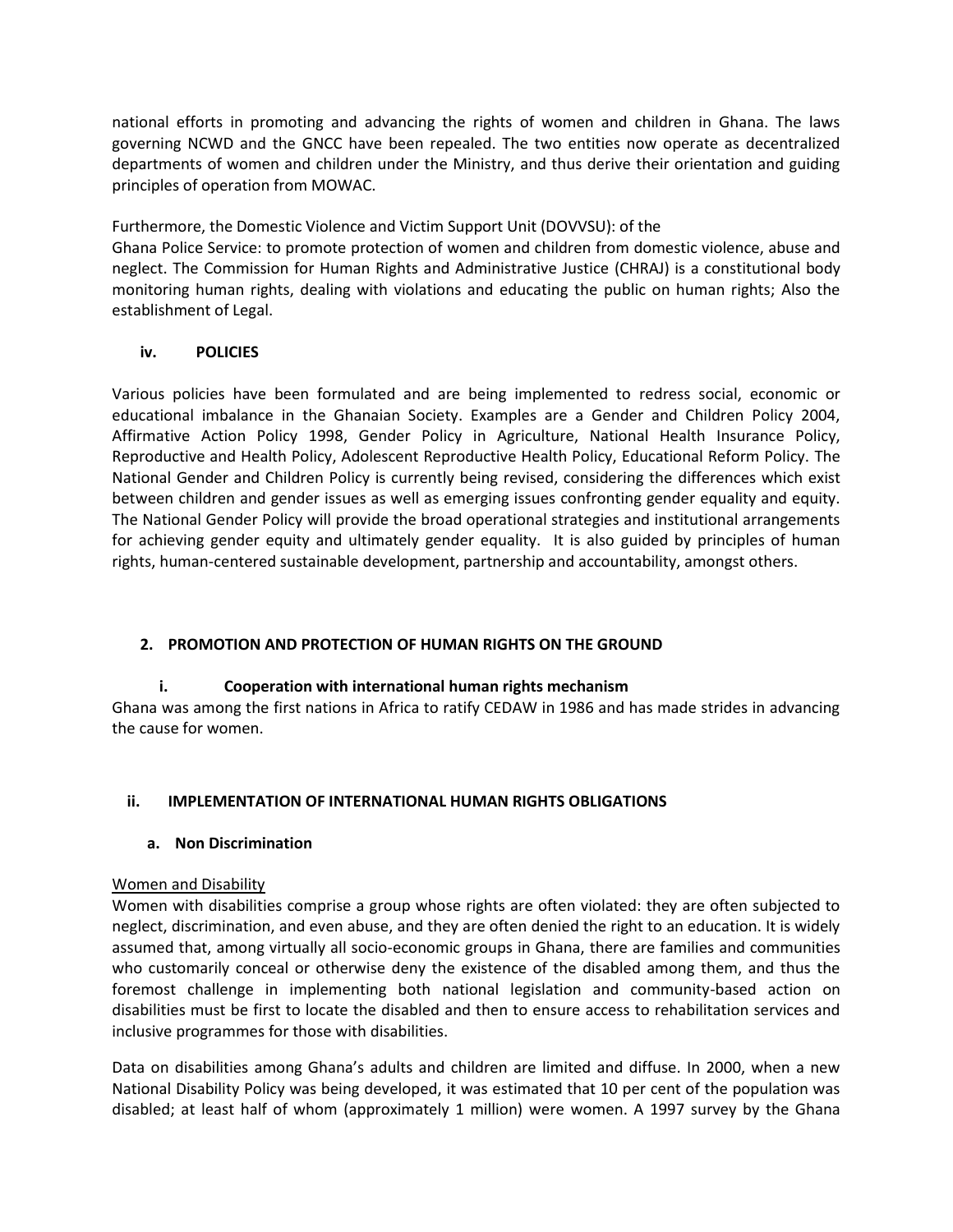national efforts in promoting and advancing the rights of women and children in Ghana. The laws governing NCWD and the GNCC have been repealed. The two entities now operate as decentralized departments of women and children under the Ministry, and thus derive their orientation and guiding principles of operation from MOWAC.

Furthermore, the Domestic Violence and Victim Support Unit (DOVVSU): of the Ghana Police Service: to promote protection of women and children from domestic violence, abuse and neglect. The Commission for Human Rights and Administrative Justice (CHRAJ) is a constitutional body monitoring human rights, dealing with violations and educating the public on human rights; Also the establishment of Legal.

### iv. POLICIES

Various policies have been formulated and are being implemented to redress social, economic or educational imbalance in the Ghanaian Society. Examples are a Gender and Children Policy 2004, Affirmative Action Policy 1998, Gender Policy in Agriculture, National Health Insurance Policy, Reproductive and Health Policy, Adolescent Reproductive Health Policy, Educational Reform Policy. The National Gender and Children Policy is currently being revised, considering the differences which exist between children and gender issues as well as emerging issues confronting gender equality and equity. The National Gender Policy will provide the broad operational strategies and institutional arrangements for achieving gender equity and ultimately gender equality. It is also guided by principles of human rights, human-centered sustainable development, partnership and accountability, amongst others.

## 2. PROMOTION AND PROTECTION OF HUMAN RIGHTS ON THE GROUND

### i. Cooperation with international human rights mechanism

Ghana was among the first nations in Africa to ratify CEDAW in 1986 and has made strides in advancing the cause for women.

### ii. IMPLEMENTATION OF INTERNATIONAL HUMAN RIGHTS OBLIGATIONS

#### a. Non Discrimination

Women and Disability

Women with disabilities comprise a group whose rights are often violated: they are often subjected to neglect, discrimination, and even abuse, and they are often denied the right to an education. It is widely assumed that, among virtually all socio-economic groups in Ghana, there are families and communities who customarily conceal or otherwise deny the existence of the disabled among them, and thus the foremost challenge in implementing both national legislation and community-based action on disabilities must be first to locate the disabled and then to ensure access to rehabilitation services and inclusive programmes for those with disabilities.

Data on disabilities among Ghana's adults and children are limited and diffuse. In 2000, when a new National Disability Policy was being developed, it was estimated that 10 per cent of the population was disabled; at least half of whom (approximately 1 million) were women. A 1997 survey by the Ghana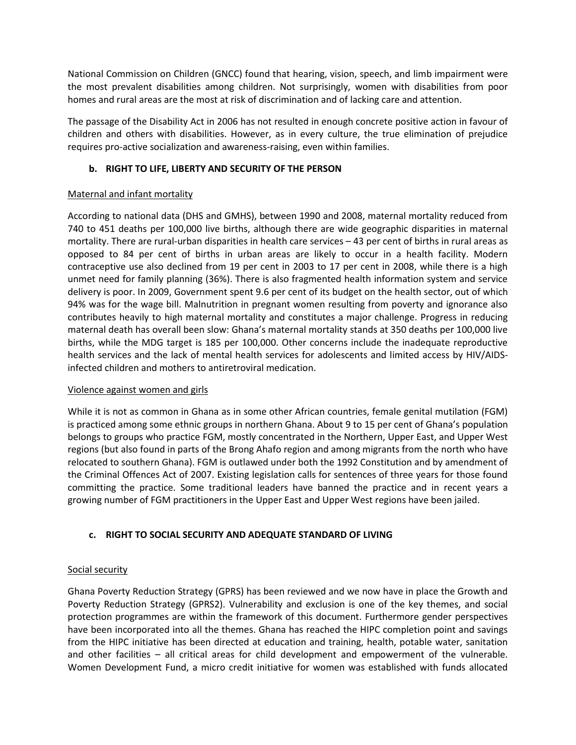National Commission on Children (GNCC) found that hearing, vision, speech, and limb impairment were the most prevalent disabilities among children. Not surprisingly, women with disabilities from poor homes and rural areas are the most at risk of discrimination and of lacking care and attention.

The passage of the Disability Act in 2006 has not resulted in enough concrete positive action in favour of children and others with disabilities. However, as in every culture, the true elimination of prejudice requires pro-active socialization and awareness-raising, even within families.

### b. RIGHT TO LIFE, LIBERTY AND SECURITY OF THE PERSON

Maternal and infant mortality

According to national data (DHS and GMHS), between 1990 and 2008, maternal mortality reduced from 740 to 451 deaths per 100,000 live births, although there are wide geographic disparities in maternal mortality. There are rural-urban disparities in health care services – 43 per cent of births in rural areas as opposed to 84 per cent of births in urban areas are likely to occur in a health facility. Modern contraceptive use also declined from 19 per cent in 2003 to 17 per cent in 2008, while there is a high unmet need for family planning (36%). There is also fragmented health information system and service delivery is poor. In 2009, Government spent 9.6 per cent of its budget on the health sector, out of which 94% was for the wage bill. Malnutrition in pregnant women resulting from poverty and ignorance also contributes heavily to high maternal mortality and constitutes a major challenge. Progress in reducing maternal death has overall been slow: Ghana's maternal mortality stands at 350 deaths per 100,000 live births, while the MDG target is 185 per 100,000. Other concerns include the inadequate reproductive health services and the lack of mental health services for adolescents and limited access by HIV/AIDS-infected children and mothers to antiretroviral medication.

Violence against women and girls

While it is not as common in Ghana as in some other African countries, female genital mutilation (FGM) is practiced among some ethnic groups in northern Ghana. About 9 to 15 per cent of Ghana's population belongs to groups who practice FGM, mostly concentrated in the Northern, Upper East, and Upper West regions (but also found in parts of the Brong Ahafo region and among migrants from the north who have relocated to southern Ghana). FGM is outlawed under both the 1992 Constitution and by amendment of the Criminal Offences Act of 2007. Existing legislation calls for sentences of three years for those found committing the practice. Some traditional leaders have banned the practice and in recent years a growing number of FGM practitioners in the Upper East and Upper West regions have been jailed.

### c. RIGHT TO SOCIAL SECURITY AND ADEQUATE STANDARD OF LIVING

Social security

Ghana Poverty Reduction Strategy (GPRS) has been reviewed and we now have in place the Growth and Poverty Reduction Strategy (GPRS2). Vulnerability and exclusion is one of the key themes, and social protection programmes are within the framework of this document. Furthermore gender perspectives have been incorporated into all the themes. Ghana has reached the HIPC completion point and savings from the HIPC initiative has been directed at education and training, health, potable water, sanitation and other facilities – all critical areas for child development and empowerment of the vulnerable. Women Development Fund, a micro credit initiative for women was established with funds allocated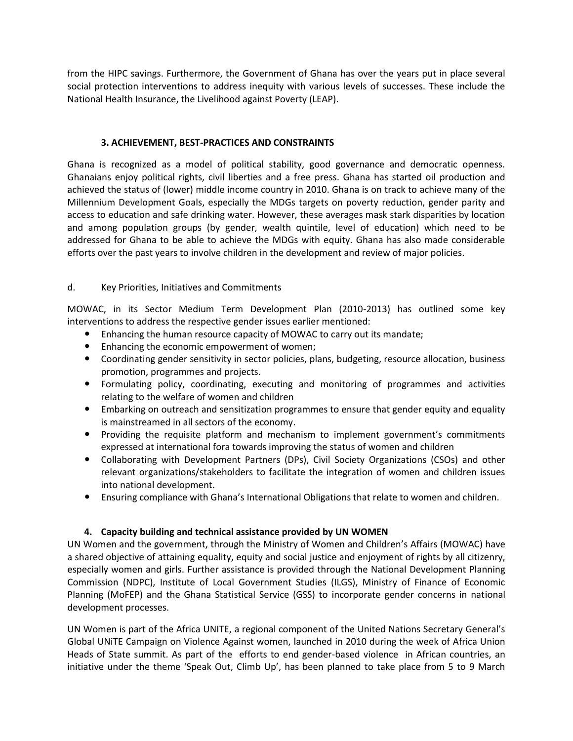from the HIPC savings. Furthermore, the Government of Ghana has over the years put in place several social protection interventions to address inequity with various levels of successes. These include the National Health Insurance, the Livelihood against Poverty (LEAP).

## 3. ACHIEVEMENT, BEST-PRACTICES AND CONSTRAINTS

Ghana is recognized as a model of political stability, good governance and democratic openness. Ghanaians enjoy political rights, civil liberties and a free press. Ghana has started oil production and achieved the status of (lower) middle income country in 2010. Ghana is on track to achieve many of the Millennium Development Goals, especially the MDGs targets on poverty reduction, gender parity and access to education and safe drinking water. However, these averages mask stark disparities by location and among population groups (by gender, wealth quintile, level of education) which need to be addressed for Ghana to be able to achieve the MDGs with equity. Ghana has also made considerable efforts over the past years to involve children in the development and review of major policies.

### d. Key Priorities, Initiatives and Commitments

MOWAC, in its Sector Medium Term Development Plan (2010-2013) has outlined some key interventions to address the respective gender issues earlier mentioned:

- Enhancing the human resource capacity of MOWAC to carry out its mandate;
- Enhancing the economic empowerment of women;
- Coordinating gender sensitivity in sector policies, plans, budgeting, resource allocation, business promotion, programmes and projects.
- Formulating policy, coordinating, executing and monitoring of programmes and activities relating to the welfare of women and children
- Embarking on outreach and sensitization programmes to ensure that gender equity and equality is mainstreamed in all sectors of the economy.
- Providing the requisite platform and mechanism to implement government's commitments expressed at international fora towards improving the status of women and children
- Collaborating with Development Partners (DPs), Civil Society Organizations (CSOs) and other relevant organizations/stakeholders to facilitate the integration of women and children issues into national development.
- Ensuring compliance with Ghana's International Obligations that relate to women and children.

## 4. Capacity building and technical assistance provided by UN WOMEN

UN Women and the government, through the Ministry of Women and Children's Affairs (MOWAC) have a shared objective of attaining equality, equity and social justice and enjoyment of rights by all citizenry, especially women and girls. Further assistance is provided through the National Development Planning Commission (NDPC), Institute of Local Government Studies (ILGS), Ministry of Finance of Economic Planning (MoFEP) and the Ghana Statistical Service (GSS) to incorporate gender concerns in national development processes.

UN Women is part of the Africa UNITE, a regional component of the United Nations Secretary General's Global UNiTE Campaign on Violence Against women, launched in 2010 during the week of Africa Union Heads of State summit. As part of the efforts to end gender-based violence in African countries, an initiative under the theme 'Speak Out, Climb Up', has been planned to take place from 5 to 9 March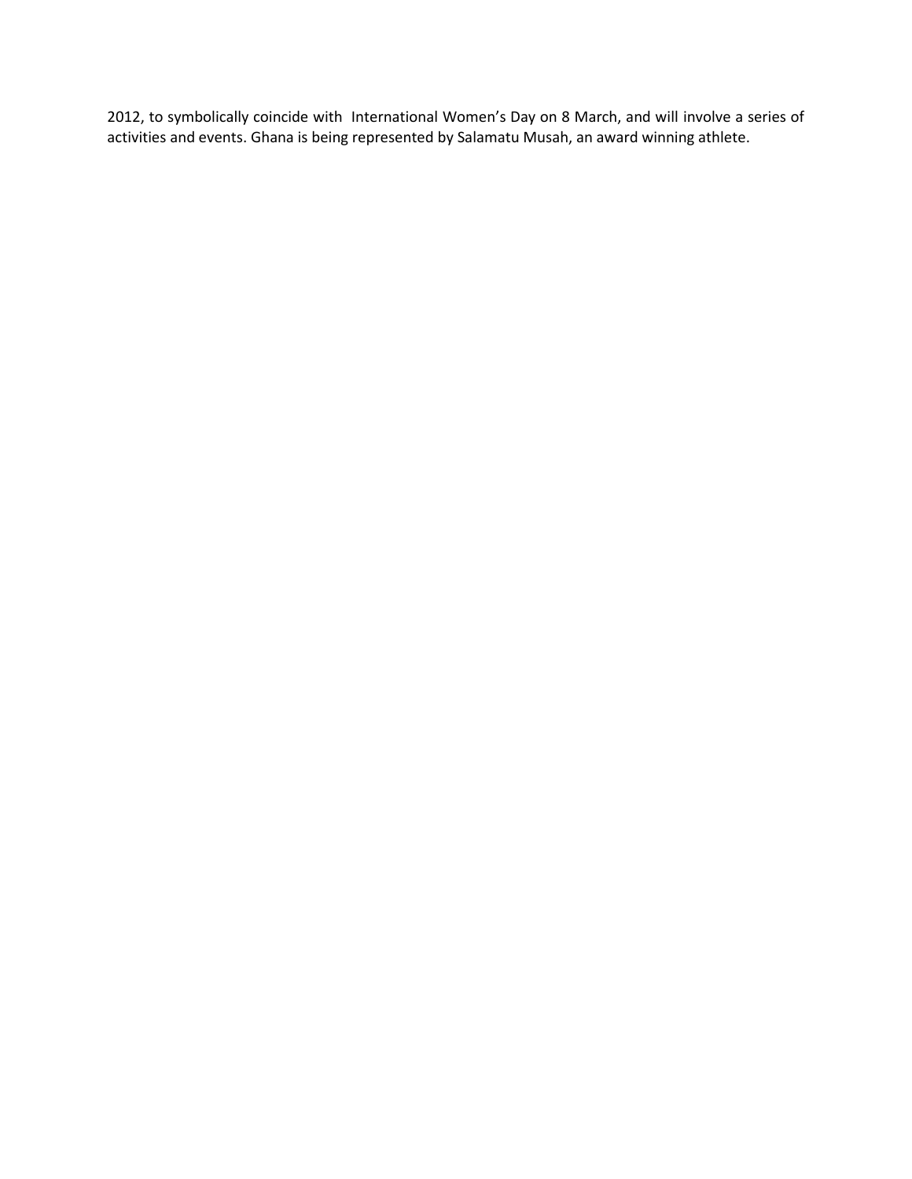2012, to symbolically coincide with International Women's Day on 8 March, and will involve a series of activities and events. Ghana is being represented by Salamatu Musah, an award winning athlete.